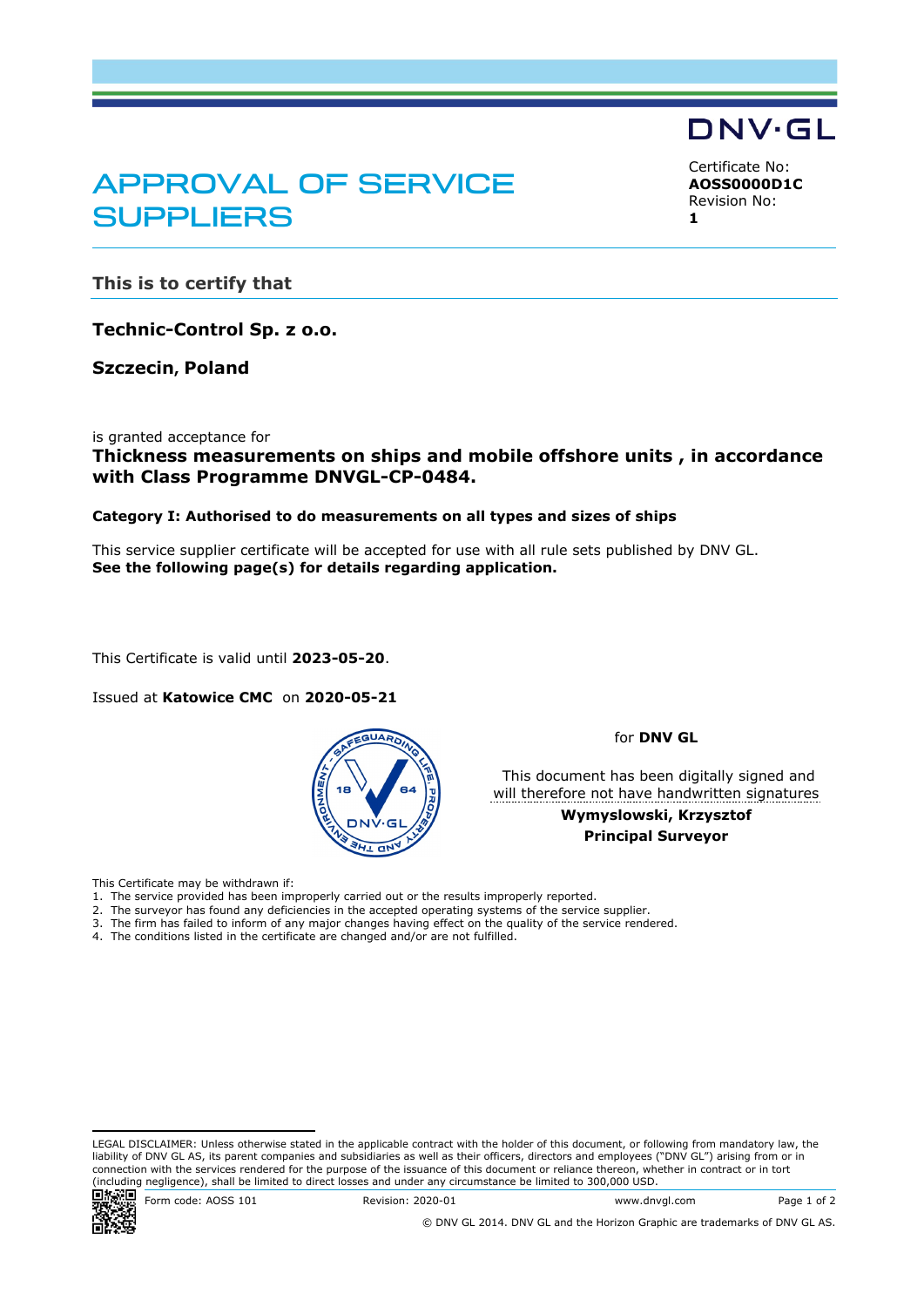DNV·GL

# APPROVAL OF SERVICE SUPPLIERS

Certificate No:
**AOSS0000D1C**
Revision No:
**1**

## This is to certify that

**Technic-Control Sp. z o.o.**

**Szczecin, Poland**

is granted acceptance for

**Thickness measurements on ships and mobile offshore units , in accordance with Class Programme DNVGL-CP-0484.**

**Category I: Authorised to do measurements on all types and sizes of ships**

This service supplier certificate will be accepted for use with all rule sets published by DNV GL.
**See the following page(s) for details regarding application.**

This Certificate is valid until **2023-05-20**.

Issued at **Katowice CMC** on **2020-05-21**

for **DNV GL**

This document has been digitally signed and will therefore not have handwritten signatures

**Wymyslowski, Krzysztof**
**Principal Surveyor**

This Certificate may be withdrawn if:

1. The service provided has been improperly carried out or the results improperly reported.
2. The surveyor has found any deficiencies in the accepted operating systems of the service supplier.
3. The firm has failed to inform of any major changes having effect on the quality of the service rendered.
4. The conditions listed in the certificate are changed and/or are not fulfilled.

LEGAL DISCLAIMER: Unless otherwise stated in the applicable contract with the holder of this document, or following from mandatory law, the liability of DNV GL AS, its parent companies and subsidiaries as well as their officers, directors and employees ("DNV GL") arising from or in connection with the services rendered for the purpose of the issuance of this document or reliance thereon, whether in contract or in tort (including negligence), shall be limited to direct losses and under any circumstance be limited to 300,000 USD.

Form code: AOSS 101 | Revision: 2020-01 | www.dnvgl.com

© DNV GL 2014. DNV GL and the Horizon Graphic are trademarks of DNV GL AS.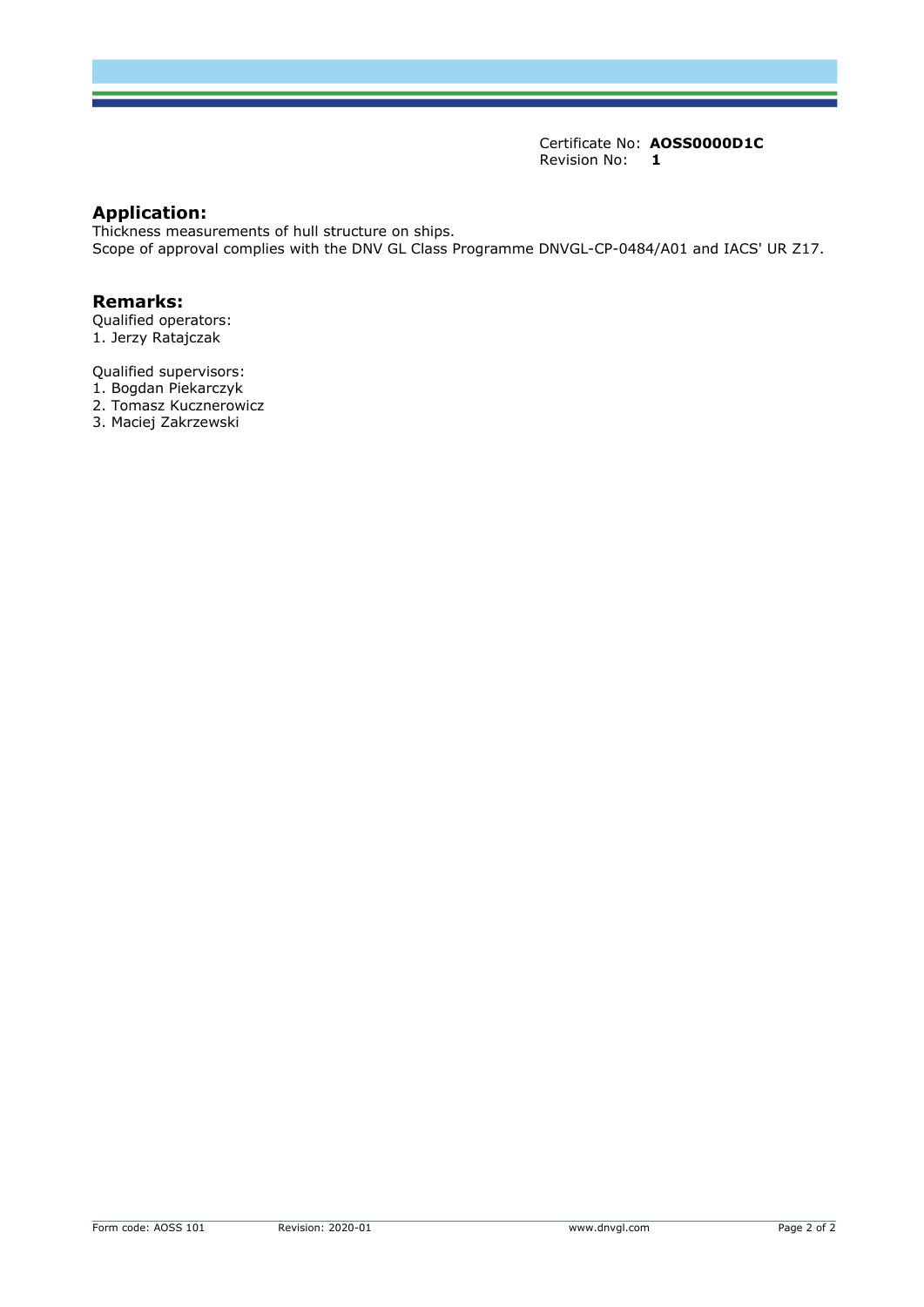Certificate No: **AOSS0000D1C**
Revision No: **1**

## Application:

Thickness measurements of hull structure on ships.
Scope of approval complies with the DNV GL Class Programme DNVGL-CP-0484/A01 and IACS' UR Z17.

## Remarks:

Qualified operators:
1. Jerzy Ratajczak

Qualified supervisors:
1. Bogdan Piekarczyk
2. Tomasz Kucznerowicz
3. Maciej Zakrzewski